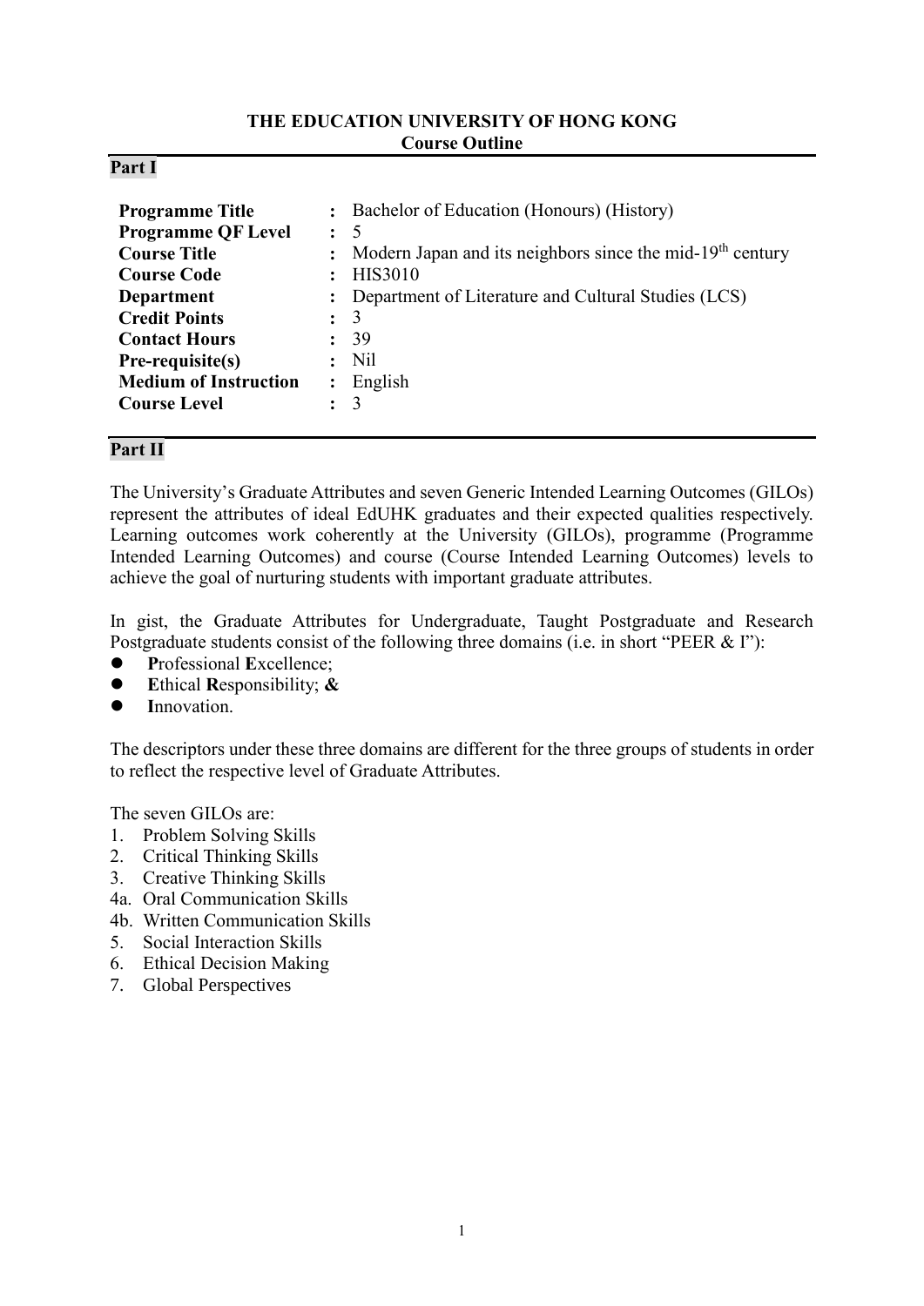**THE EDUCATION UNIVERSITY OF HONG KONG**
**Course Outline**

## Part I

| | | |
|---|---|---|
| **Programme Title** | : | Bachelor of Education (Honours) (History) |
| **Programme QF Level** | : | 5 |
| **Course Title** | : | Modern Japan and its neighbors since the mid-19th century |
| **Course Code** | : | HIS3010 |
| **Department** | : | Department of Literature and Cultural Studies (LCS) |
| **Credit Points** | : | 3 |
| **Contact Hours** | : | 39 |
| **Pre-requisite(s)** | : | Nil |
| **Medium of Instruction** | : | English |
| **Course Level** | : | 3 |

## Part II

The University's Graduate Attributes and seven Generic Intended Learning Outcomes (GILOs) represent the attributes of ideal EdUHK graduates and their expected qualities respectively. Learning outcomes work coherently at the University (GILOs), programme (Programme Intended Learning Outcomes) and course (Course Intended Learning Outcomes) levels to achieve the goal of nurturing students with important graduate attributes.

In gist, the Graduate Attributes for Undergraduate, Taught Postgraduate and Research Postgraduate students consist of the following three domains (i.e. in short "PEER & I"):

- **P**rofessional **E**xcellence;
- **E**thical **R**esponsibility; **&**
- **I**nnovation.

The descriptors under these three domains are different for the three groups of students in order to reflect the respective level of Graduate Attributes.

The seven GILOs are:

1. Problem Solving Skills
2. Critical Thinking Skills
3. Creative Thinking Skills

4a. Oral Communication Skills

4b. Written Communication Skills

5. Social Interaction Skills
6. Ethical Decision Making
7. Global Perspectives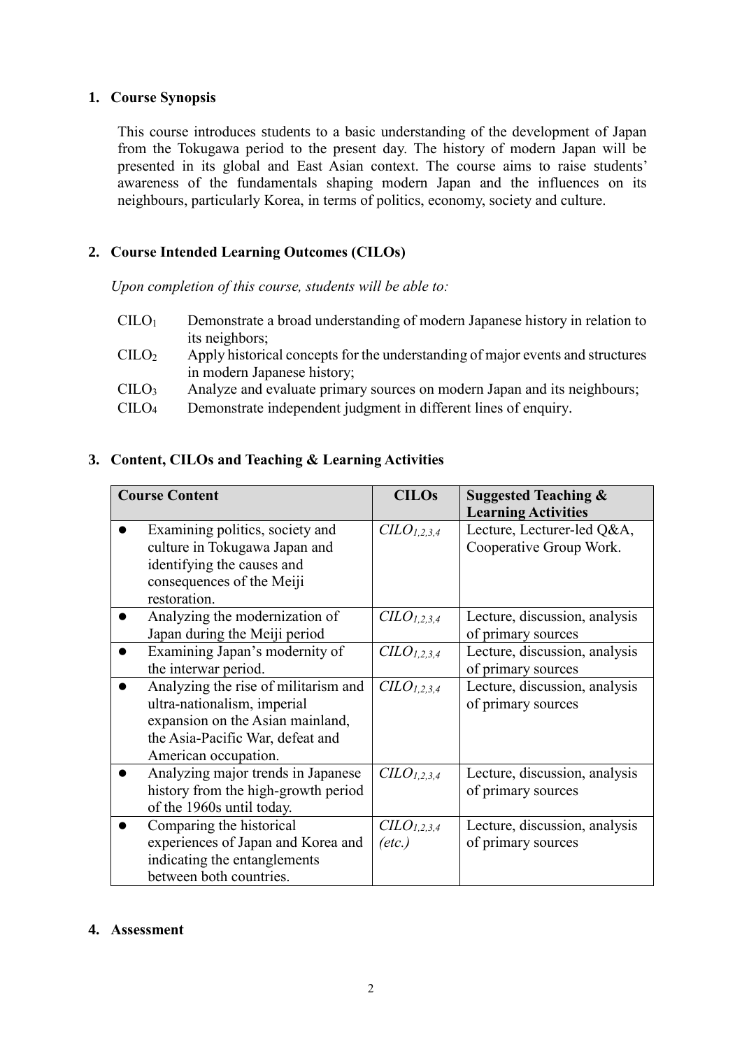## 1. Course Synopsis

This course introduces students to a basic understanding of the development of Japan from the Tokugawa period to the present day. The history of modern Japan will be presented in its global and East Asian context. The course aims to raise students' awareness of the fundamentals shaping modern Japan and the influences on its neighbours, particularly Korea, in terms of politics, economy, society and culture.

## 2. Course Intended Learning Outcomes (CILOs)

*Upon completion of this course, students will be able to:*

- $CILO_1$ Demonstrate a broad understanding of modern Japanese history in relation to its neighbors;
- $CILO_2$ Apply historical concepts for the understanding of major events and structures in modern Japanese history;
- $CILO_3$ Analyze and evaluate primary sources on modern Japan and its neighbours;
- $CILO_4$ Demonstrate independent judgment in different lines of enquiry.

## 3. Content, CILOs and Teaching & Learning Activities

| Course Content | CILOs | Suggested Teaching & Learning Activities |
|---|---|---|
| • Examining politics, society and culture in Tokugawa Japan and identifying the causes and consequences of the Meiji restoration. | $CILO_{1,2,3,4}$ | Lecture, Lecturer-led Q&A, Cooperative Group Work. |
| • Analyzing the modernization of Japan during the Meiji period | $CILO_{1,2,3,4}$ | Lecture, discussion, analysis of primary sources |
| • Examining Japan's modernity of the interwar period. | $CILO_{1,2,3,4}$ | Lecture, discussion, analysis of primary sources |
| • Analyzing the rise of militarism and ultra-nationalism, imperial expansion on the Asian mainland, the Asia-Pacific War, defeat and American occupation. | $CILO_{1,2,3,4}$ | Lecture, discussion, analysis of primary sources |
| • Analyzing major trends in Japanese history from the high-growth period of the 1960s until today. | $CILO_{1,2,3,4}$ | Lecture, discussion, analysis of primary sources |
| • Comparing the historical experiences of Japan and Korea and indicating the entanglements between both countries. | $CILO_{1,2,3,4}$ *(etc.)* | Lecture, discussion, analysis of primary sources |

## 4. Assessment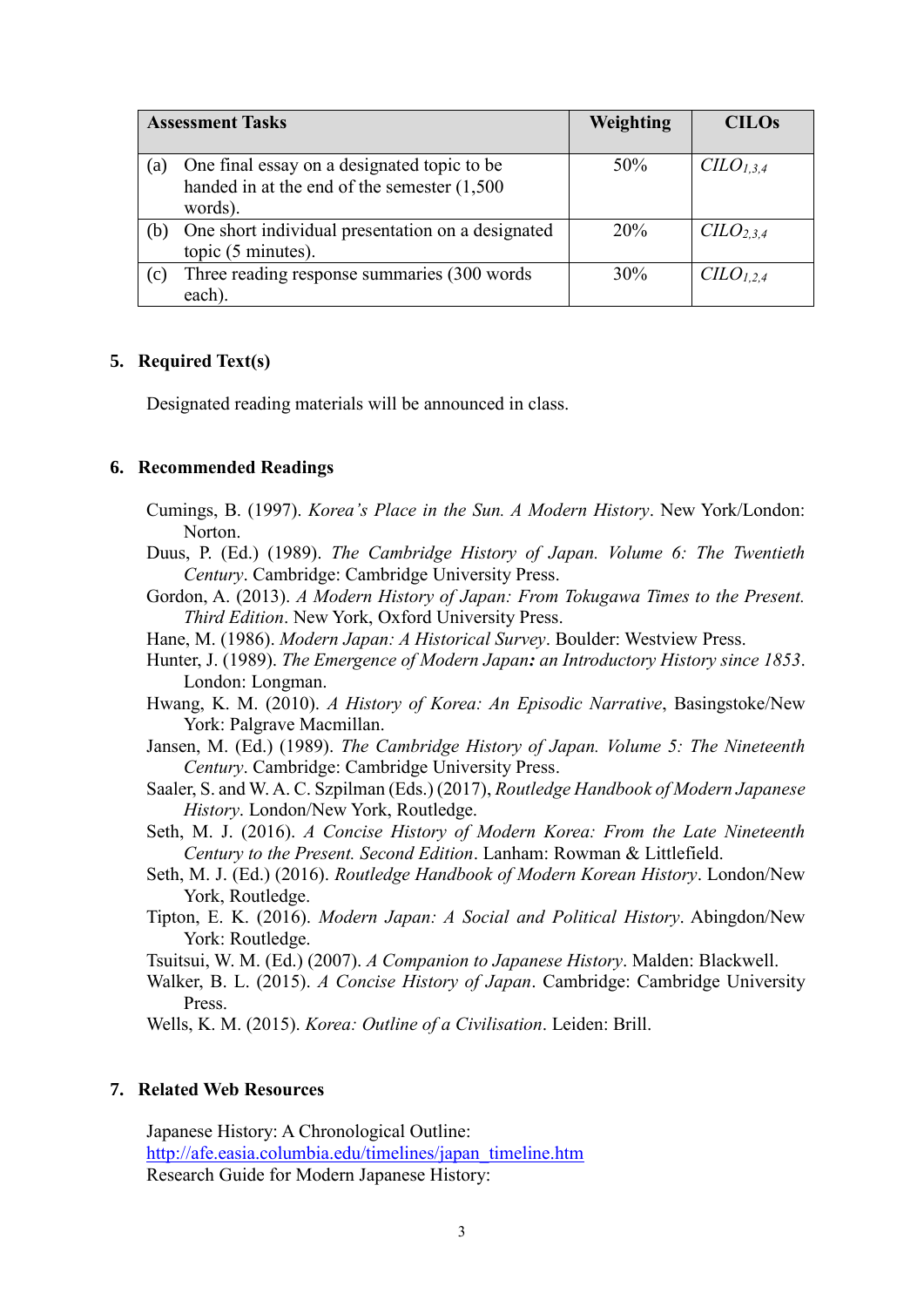| Assessment Tasks | Weighting | CILOs |
|---|---|---|
| (a) One final essay on a designated topic to be handed in at the end of the semester (1,500 words). | 50% | $CILO_{1,3,4}$ |
| (b) One short individual presentation on a designated topic (5 minutes). | 20% | $CILO_{2,3,4}$ |
| (c) Three reading response summaries (300 words each). | 30% | $CILO_{1,2,4}$ |

## 5. Required Text(s)

Designated reading materials will be announced in class.

## 6. Recommended Readings

Cumings, B. (1997). *Korea's Place in the Sun. A Modern History*. New York/London: Norton.

Duus, P. (Ed.) (1989). *The Cambridge History of Japan. Volume 6: The Twentieth Century*. Cambridge: Cambridge University Press.

Gordon, A. (2013). *A Modern History of Japan: From Tokugawa Times to the Present. Third Edition*. New York, Oxford University Press.

Hane, M. (1986). *Modern Japan: A Historical Survey*. Boulder: Westview Press.

Hunter, J. (1989). *The Emergence of Modern Japan: an Introductory History since 1853*. London: Longman.

Hwang, K. M. (2010). *A History of Korea: An Episodic Narrative*, Basingstoke/New York: Palgrave Macmillan.

Jansen, M. (Ed.) (1989). *The Cambridge History of Japan. Volume 5: The Nineteenth Century*. Cambridge: Cambridge University Press.

Saaler, S. and W. A. C. Szpilman (Eds.) (2017), *Routledge Handbook of Modern Japanese History*. London/New York, Routledge.

Seth, M. J. (2016). *A Concise History of Modern Korea: From the Late Nineteenth Century to the Present. Second Edition*. Lanham: Rowman & Littlefield.

Seth, M. J. (Ed.) (2016). *Routledge Handbook of Modern Korean History*. London/New York, Routledge.

Tipton, E. K. (2016). *Modern Japan: A Social and Political History*. Abingdon/New York: Routledge.

Tsuitsui, W. M. (Ed.) (2007). *A Companion to Japanese History*. Malden: Blackwell.

Walker, B. L. (2015). *A Concise History of Japan*. Cambridge: Cambridge University Press.

Wells, K. M. (2015). *Korea: Outline of a Civilisation*. Leiden: Brill.

## 7. Related Web Resources

Japanese History: A Chronological Outline:
[http://afe.easia.columbia.edu/timelines/japan_timeline.htm](http://afe.easia.columbia.edu/timelines/japan_timeline.htm)
Research Guide for Modern Japanese History: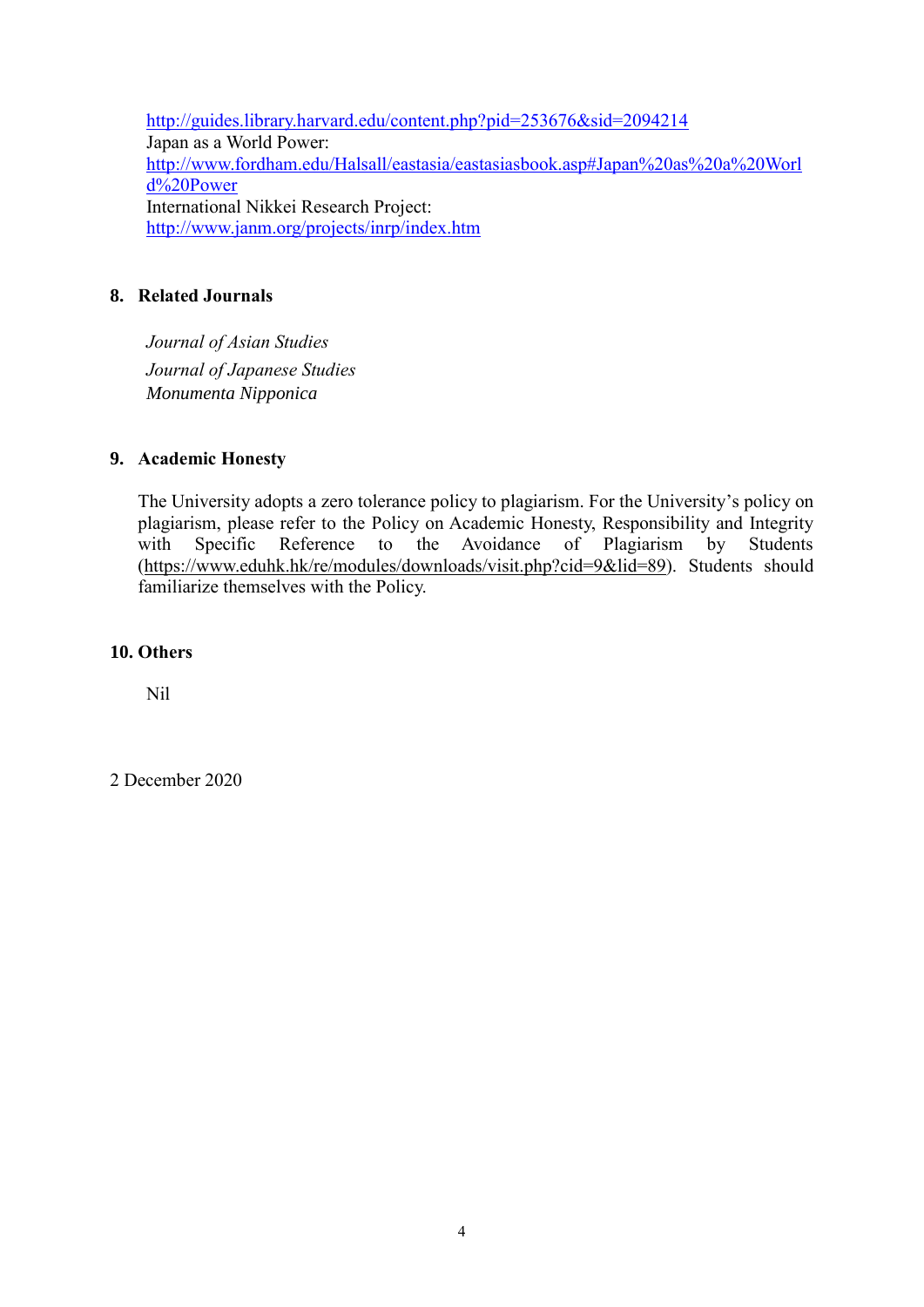http://guides.library.harvard.edu/content.php?pid=253676&sid=2094214
Japan as a World Power:
http://www.fordham.edu/Halsall/eastasia/eastasiasbook.asp#Japan%20as%20a%20World%20Power
International Nikkei Research Project:
http://www.janm.org/projects/inrp/index.htm

## 8. Related Journals

*Journal of Asian Studies*
*Journal of Japanese Studies*
*Monumenta Nipponica*

## 9. Academic Honesty

The University adopts a zero tolerance policy to plagiarism. For the University's policy on plagiarism, please refer to the Policy on Academic Honesty, Responsibility and Integrity with Specific Reference to the Avoidance of Plagiarism by Students (https://www.eduhk.hk/re/modules/downloads/visit.php?cid=9&lid=89). Students should familiarize themselves with the Policy.

## 10. Others

Nil

2 December 2020